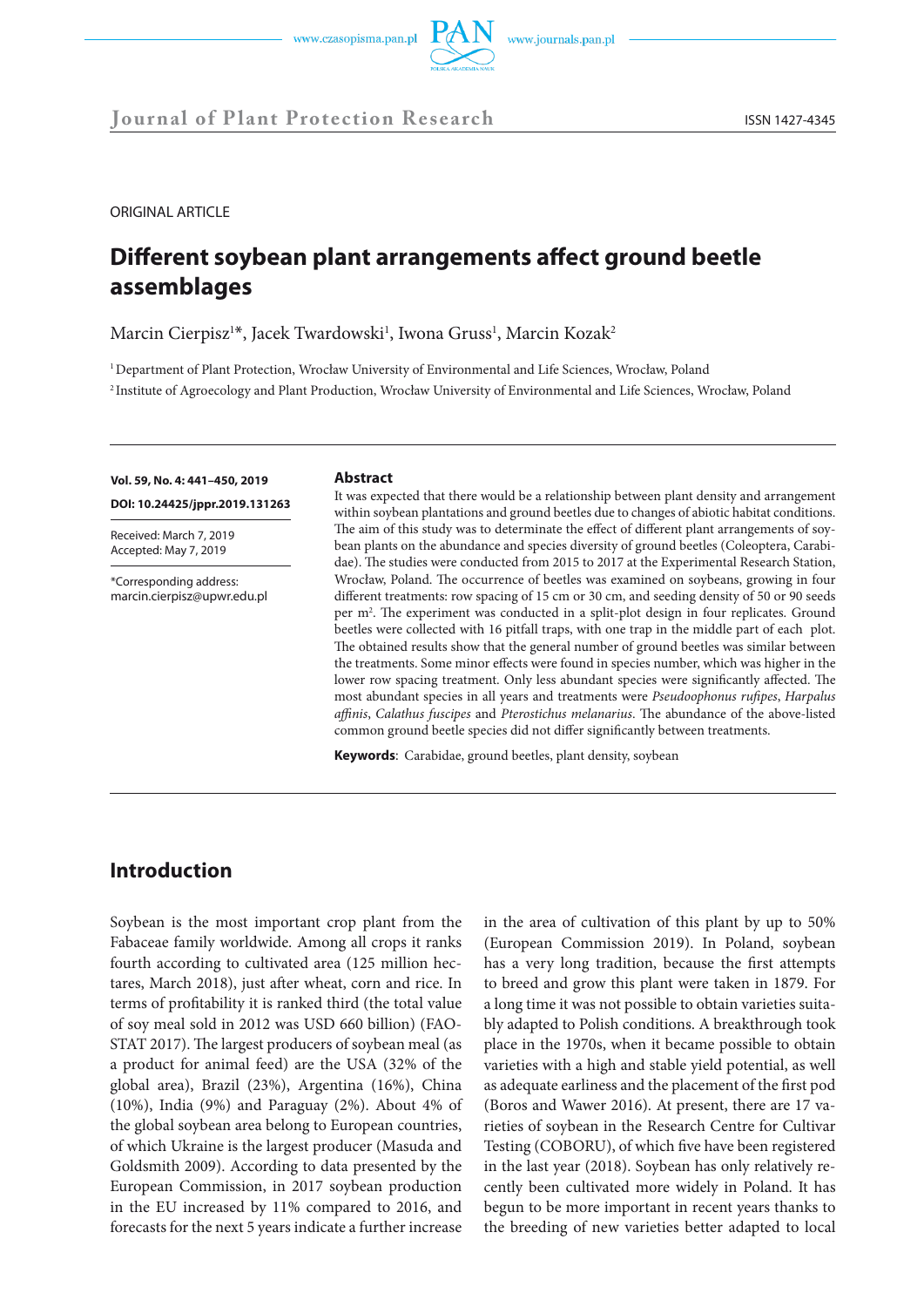ORIGINAL ARTICLE

# Different soybean plant arrangements affect ground beetle assemblages

Marcin Cierpisz[1]*, Jacek Twardowski[1], Iwona Gruss[1], Marcin Kozak[2]

[1] Department of Plant Protection, Wrocław University of Environmental and Life Sciences, Wrocław, Poland

[2] Institute of Agroecology and Plant Production, Wrocław University of Environmental and Life Sciences, Wrocław, Poland

**Vol. 59, No. 4: 441–450, 2019**

**DOI: 10.24425/jppr.2019.131263**

Received: March 7, 2019
Accepted: May 7, 2019

*Corresponding address:
marcin.cierpisz@upwr.edu.pl

## Abstract

It was expected that there would be a relationship between plant density and arrangement within soybean plantations and ground beetles due to changes of abiotic habitat conditions. The aim of this study was to determinate the effect of different plant arrangements of soybean plants on the abundance and species diversity of ground beetles (Coleoptera, Carabidae). The studies were conducted from 2015 to 2017 at the Experimental Research Station, Wrocław, Poland. The occurrence of beetles was examined on soybeans, growing in four different treatments: row spacing of 15 cm or 30 cm, and seeding density of 50 or 90 seeds per $m^2$. The experiment was conducted in a split-plot design in four replicates. Ground beetles were collected with 16 pitfall traps, with one trap in the middle part of each plot. The obtained results show that the general number of ground beetles was similar between the treatments. Some minor effects were found in species number, which was higher in the lower row spacing treatment. Only less abundant species were significantly affected. The most abundant species in all years and treatments were *Pseudoophonus rufipes*, *Harpalus affinis*, *Calathus fuscipes* and *Pterostichus melanarius*. The abundance of the above-listed common ground beetle species did not differ significantly between treatments.

**Keywords**: Carabidae, ground beetles, plant density, soybean

## Introduction

Soybean is the most important crop plant from the Fabaceae family worldwide. Among all crops it ranks fourth according to cultivated area (125 million hectares, March 2018), just after wheat, corn and rice. In terms of profitability it is ranked third (the total value of soy meal sold in 2012 was USD 660 billion) (FAOSTAT 2017). The largest producers of soybean meal (as a product for animal feed) are the USA (32% of the global area), Brazil (23%), Argentina (16%), China (10%), India (9%) and Paraguay (2%). About 4% of the global soybean area belong to European countries, of which Ukraine is the largest producer (Masuda and Goldsmith 2009). According to data presented by the European Commission, in 2017 soybean production in the EU increased by 11% compared to 2016, and forecasts for the next 5 years indicate a further increase in the area of cultivation of this plant by up to 50% (European Commission 2019). In Poland, soybean has a very long tradition, because the first attempts to breed and grow this plant were taken in 1879. For a long time it was not possible to obtain varieties suitably adapted to Polish conditions. A breakthrough took place in the 1970s, when it became possible to obtain varieties with a high and stable yield potential, as well as adequate earliness and the placement of the first pod (Boros and Wawer 2016). At present, there are 17 varieties of soybean in the Research Centre for Cultivar Testing (COBORU), of which five have been registered in the last year (2018). Soybean has only relatively recently been cultivated more widely in Poland. It has begun to be more important in recent years thanks to the breeding of new varieties better adapted to local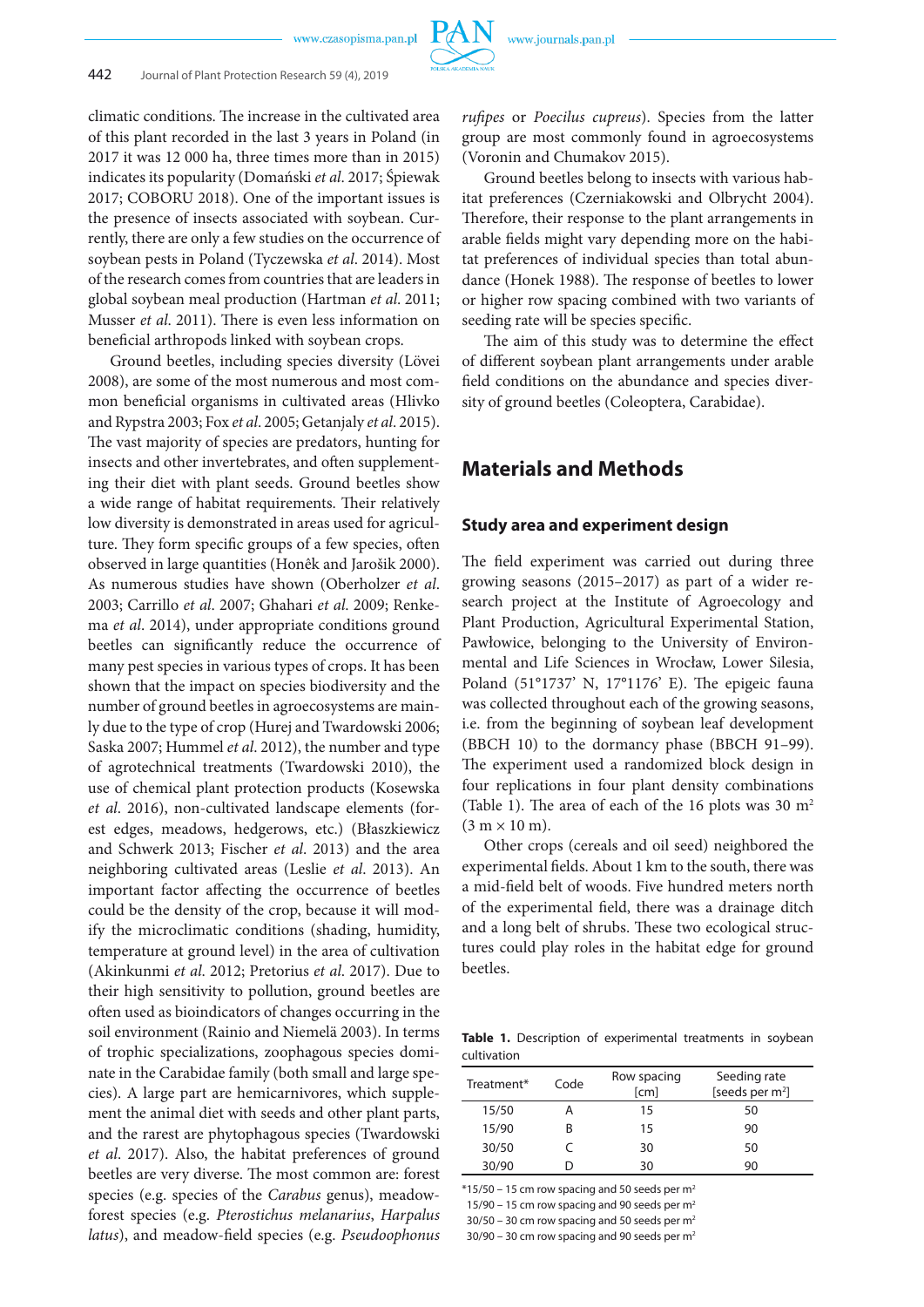climatic conditions. The increase in the cultivated area of this plant recorded in the last 3 years in Poland (in 2017 it was 12 000 ha, three times more than in 2015) indicates its popularity (Domański *et al*. 2017; Śpiewak 2017; COBORU 2018). One of the important issues is the presence of insects associated with soybean. Currently, there are only a few studies on the occurrence of soybean pests in Poland (Tyczewska *et al*. 2014). Most of the research comes from countries that are leaders in global soybean meal production (Hartman *et al*. 2011; Musser *et al*. 2011). There is even less information on beneficial arthropods linked with soybean crops.

Ground beetles, including species diversity (Lövei 2008), are some of the most numerous and most common beneficial organisms in cultivated areas (Hlivko and Rypstra 2003; Fox *et al*. 2005; Getanjaly *et al*. 2015). The vast majority of species are predators, hunting for insects and other invertebrates, and often supplementing their diet with plant seeds. Ground beetles show a wide range of habitat requirements. Their relatively low diversity is demonstrated in areas used for agriculture. They form specific groups of a few species, often observed in large quantities (Honêk and Jarošik 2000). As numerous studies have shown (Oberholzer *et al*. 2003; Carrillo *et al*. 2007; Ghahari *et al*. 2009; Renkema *et al*. 2014), under appropriate conditions ground beetles can significantly reduce the occurrence of many pest species in various types of crops. It has been shown that the impact on species biodiversity and the number of ground beetles in agroecosystems are mainly due to the type of crop (Hurej and Twardowski 2006; Saska 2007; Hummel *et al*. 2012), the number and type of agrotechnical treatments (Twardowski 2010), the use of chemical plant protection products (Kosewska *et al*. 2016), non-cultivated landscape elements (forest edges, meadows, hedgerows, etc.) (Błaszkiewicz and Schwerk 2013; Fischer *et al*. 2013) and the area neighboring cultivated areas (Leslie *et al*. 2013). An important factor affecting the occurrence of beetles could be the density of the crop, because it will modify the microclimatic conditions (shading, humidity, temperature at ground level) in the area of cultivation (Akinkunmi *et al*. 2012; Pretorius *et al*. 2017). Due to their high sensitivity to pollution, ground beetles are often used as bioindicators of changes occurring in the soil environment (Rainio and Niemelä 2003). In terms of trophic specializations, zoophagous species dominate in the Carabidae family (both small and large species). A large part are hemicarnivores, which supplement the animal diet with seeds and other plant parts, and the rarest are phytophagous species (Twardowski *et al*. 2017). Also, the habitat preferences of ground beetles are very diverse. The most common are: forest species (e.g. species of the *Carabus* genus), meadow-forest species (e.g. *Pterostichus melanarius*, *Harpalus latus*), and meadow-field species (e.g. *Pseudoophonus rufipes* or *Poecilus cupreus*). Species from the latter group are most commonly found in agroecosystems (Voronin and Chumakov 2015).

Ground beetles belong to insects with various habitat preferences (Czerniakowski and Olbrycht 2004). Therefore, their response to the plant arrangements in arable fields might vary depending more on the habitat preferences of individual species than total abundance (Honek 1988). The response of beetles to lower or higher row spacing combined with two variants of seeding rate will be species specific.

The aim of this study was to determine the effect of different soybean plant arrangements under arable field conditions on the abundance and species diversity of ground beetles (Coleoptera, Carabidae).

## Materials and Methods

### Study area and experiment design

The field experiment was carried out during three growing seasons (2015–2017) as part of a wider research project at the Institute of Agroecology and Plant Production, Agricultural Experimental Station, Pawłowice, belonging to the University of Environmental and Life Sciences in Wrocław, Lower Silesia, Poland (51°1737' N, 17°1176' E). The epigeic fauna was collected throughout each of the growing seasons, i.e. from the beginning of soybean leaf development (BBCH 10) to the dormancy phase (BBCH 91–99). The experiment used a randomized block design in four replications in four plant density combinations (Table 1). The area of each of the 16 plots was 30 m² (3 m × 10 m).

Other crops (cereals and oil seed) neighbored the experimental fields. About 1 km to the south, there was a mid-field belt of woods. Five hundred meters north of the experimental field, there was a drainage ditch and a long belt of shrubs. These two ecological structures could play roles in the habitat edge for ground beetles.

**Table 1.** Description of experimental treatments in soybean cultivation

| Treatment* | Code | Row spacing [cm] | Seeding rate [seeds per m²] |
|---|---|---|---|
| 15/50 | A | 15 | 50 |
| 15/90 | B | 15 | 90 |
| 30/50 | C | 30 | 50 |
| 30/90 | D | 30 | 90 |

*15/50 – 15 cm row spacing and 50 seeds per m²
15/90 – 15 cm row spacing and 90 seeds per m²
30/50 – 30 cm row spacing and 50 seeds per m²
30/90 – 30 cm row spacing and 90 seeds per m²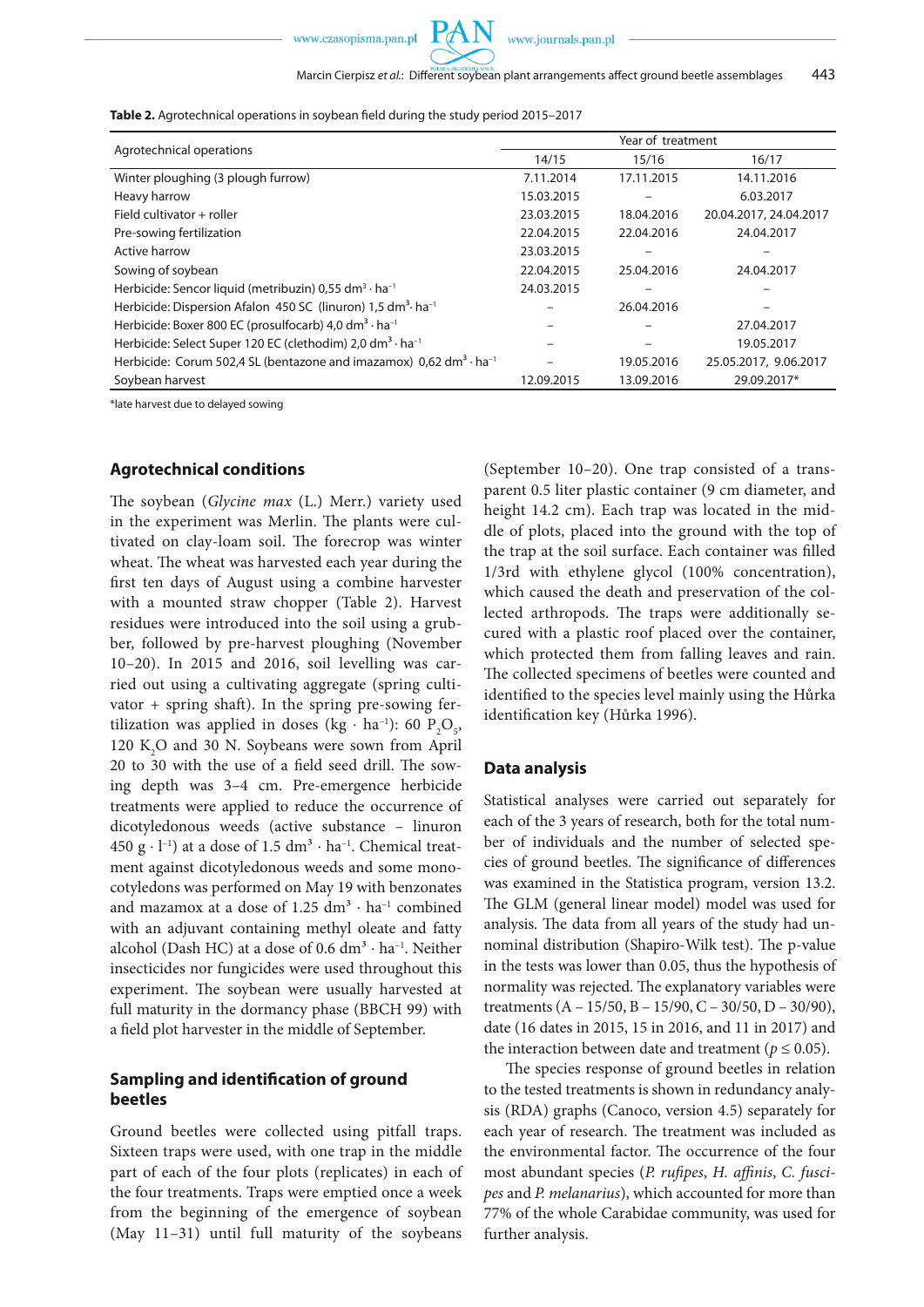**Table 2.** Agrotechnical operations in soybean field during the study period 2015–2017

| Agrotechnical operations | Year of treatment | | |
|---|---|---|---|
| | 14/15 | 15/16 | 16/17 |
| Winter ploughing (3 plough furrow) | 7.11.2014 | 17.11.2015 | 14.11.2016 |
| Heavy harrow | 15.03.2015 | – | 6.03.2017 |
| Field cultivator + roller | 23.03.2015 | 18.04.2016 | 20.04.2017, 24.04.2017 |
| Pre-sowing fertilization | 22.04.2015 | 22.04.2016 | 24.04.2017 |
| Active harrow | 23.03.2015 | – | – |
| Sowing of soybean | 22.04.2015 | 25.04.2016 | 24.04.2017 |
| Herbicide: Sencor liquid (metribuzin) 0,55 $dm^3 \cdot ha^{-1}$ | 24.03.2015 | – | – |
| Herbicide: Dispersion Afalon 450 SC (linuron) 1,5 $dm^3 \cdot ha^{-1}$ | – | 26.04.2016 | – |
| Herbicide: Boxer 800 EC (prosulfocarb) 4,0 $dm^3 \cdot ha^{-1}$ | – | – | 27.04.2017 |
| Herbicide: Select Super 120 EC (clethodim) 2,0 $dm^3 \cdot ha^{-1}$ | – | – | 19.05.2017 |
| Herbicide: Corum 502,4 SL (bentazone and imazamox) 0,62 $dm^3 \cdot ha^{-1}$ | – | 19.05.2016 | 25.05.2017, 9.06.2017 |
| Soybean harvest | 12.09.2015 | 13.09.2016 | 29.09.2017* |

*late harvest due to delayed sowing

## Agrotechnical conditions

The soybean (*Glycine max* (L.) Merr.) variety used in the experiment was Merlin. The plants were cultivated on clay-loam soil. The forecrop was winter wheat. The wheat was harvested each year during the first ten days of August using a combine harvester with a mounted straw chopper (Table 2). Harvest residues were introduced into the soil using a grubber, followed by pre-harvest ploughing (November 10–20). In 2015 and 2016, soil levelling was carried out using a cultivating aggregate (spring cultivator + spring shaft). In the spring pre-sowing fertilization was applied in doses ($kg \cdot ha^{-1}$): 60 $P_2O_5$, 120 $K_2O$ and 30 N. Soybeans were sown from April 20 to 30 with the use of a field seed drill. The sowing depth was 3–4 cm. Pre-emergence herbicide treatments were applied to reduce the occurrence of dicotyledonous weeds (active substance – linuron 450 $g \cdot l^{-1}$) at a dose of 1.5 $dm^3 \cdot ha^{-1}$. Chemical treatment against dicotyledonous weeds and some monocotyledons was performed on May 19 with benzonates and mazamox at a dose of 1.25 $dm^3 \cdot ha^{-1}$ combined with an adjuvant containing methyl oleate and fatty alcohol (Dash HC) at a dose of 0.6 $dm^3 \cdot ha^{-1}$. Neither insecticides nor fungicides were used throughout this experiment. The soybean were usually harvested at full maturity in the dormancy phase (BBCH 99) with a field plot harvester in the middle of September.

## Sampling and identification of ground beetles

Ground beetles were collected using pitfall traps. Sixteen traps were used, with one trap in the middle part of each of the four plots (replicates) in each of the four treatments. Traps were emptied once a week from the beginning of the emergence of soybean (May 11–31) until full maturity of the soybeans (September 10–20). One trap consisted of a transparent 0.5 liter plastic container (9 cm diameter, and height 14.2 cm). Each trap was located in the middle of plots, placed into the ground with the top of the trap at the soil surface. Each container was filled 1/3rd with ethylene glycol (100% concentration), which caused the death and preservation of the collected arthropods. The traps were additionally secured with a plastic roof placed over the container, which protected them from falling leaves and rain. The collected specimens of beetles were counted and identified to the species level mainly using the Hůrka identification key (Hůrka 1996).

## Data analysis

Statistical analyses were carried out separately for each of the 3 years of research, both for the total number of individuals and the number of selected species of ground beetles. The significance of differences was examined in the Statistica program, version 13.2. The GLM (general linear model) model was used for analysis. The data from all years of the study had unnominal distribution (Shapiro-Wilk test). The p-value in the tests was lower than 0.05, thus the hypothesis of normality was rejected. The explanatory variables were treatments (A – 15/50, B – 15/90, C – 30/50, D – 30/90), date (16 dates in 2015, 15 in 2016, and 11 in 2017) and the interaction between date and treatment ($p \leq 0.05$).

The species response of ground beetles in relation to the tested treatments is shown in redundancy analysis (RDA) graphs (Canoco, version 4.5) separately for each year of research. The treatment was included as the environmental factor. The occurrence of the four most abundant species (*P. rufipes*, *H. affinis*, *C. fuscipes* and *P. melanarius*), which accounted for more than 77% of the whole Carabidae community, was used for further analysis.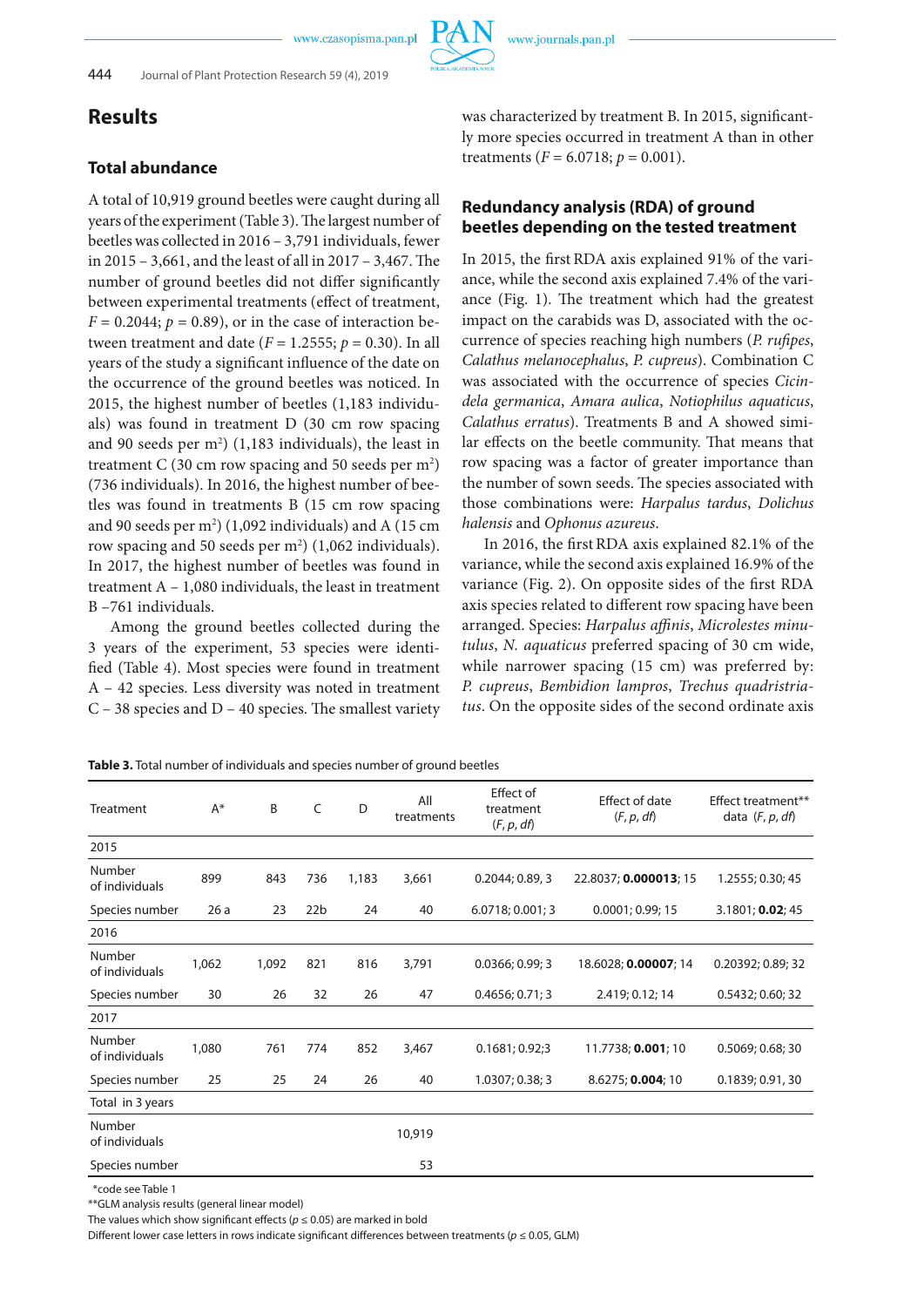## Results

### Total abundance

A total of 10,919 ground beetles were caught during all years of the experiment (Table 3). The largest number of beetles was collected in 2016 – 3,791 individuals, fewer in 2015 – 3,661, and the least of all in 2017 – 3,467. The number of ground beetles did not differ significantly between experimental treatments (effect of treatment, $F = 0.2044$; $p = 0.89$), or in the case of interaction between treatment and date ($F = 1.2555$; $p = 0.30$). In all years of the study a significant influence of the date on the occurrence of the ground beetles was noticed. In 2015, the highest number of beetles (1,183 individuals) was found in treatment D (30 cm row spacing and 90 seeds per $m^2$) (1,183 individuals), the least in treatment C (30 cm row spacing and 50 seeds per $m^2$) (736 individuals). In 2016, the highest number of beetles was found in treatments B (15 cm row spacing and 90 seeds per $m^2$) (1,092 individuals) and A (15 cm row spacing and 50 seeds per $m^2$) (1,062 individuals). In 2017, the highest number of beetles was found in treatment A – 1,080 individuals, the least in treatment B –761 individuals.

Among the ground beetles collected during the 3 years of the experiment, 53 species were identified (Table 4). Most species were found in treatment A – 42 species. Less diversity was noted in treatment C – 38 species and D – 40 species. The smallest variety was characterized by treatment B. In 2015, significantly more species occurred in treatment A than in other treatments ($F = 6.0718$; $p = 0.001$).

### Redundancy analysis (RDA) of ground beetles depending on the tested treatment

In 2015, the first RDA axis explained 91% of the variance, while the second axis explained 7.4% of the variance (Fig. 1). The treatment which had the greatest impact on the carabids was D, associated with the occurrence of species reaching high numbers (*P. rufipes*, *Calathus melanocephalus*, *P. cupreus*). Combination C was associated with the occurrence of species *Cicindela germanica*, *Amara aulica*, *Notiophilus aquaticus*, *Calathus erratus*). Treatments B and A showed similar effects on the beetle community. That means that row spacing was a factor of greater importance than the number of sown seeds. The species associated with those combinations were: *Harpalus tardus*, *Dolichus halensis* and *Ophonus azureus*.

In 2016, the first RDA axis explained 82.1% of the variance, while the second axis explained 16.9% of the variance (Fig. 2). On opposite sides of the first RDA axis species related to different row spacing have been arranged. Species: *Harpalus affinis*, *Microlestes minutulus*, *N. aquaticus* preferred spacing of 30 cm wide, while narrower spacing (15 cm) was preferred by: *P. cupreus*, *Bembidion lampros*, *Trechus quadristriatus*. On the opposite sides of the second ordinate axis

**Table 3.** Total number of individuals and species number of ground beetles

| Treatment | A* | B | C | D | All treatments | Effect of treatment ($F$, $p$, $df$) | Effect of date ($F$, $p$, $df$) | Effect treatment** data ($F$, $p$, $df$) |
|---|---|---|---|---|---|---|---|---|
| 2015 | | | | | | | | |
| Number of individuals | 899 | 843 | 736 | 1,183 | 3,661 | 0.2044; 0.89, 3 | 22.8037; **0.000013**; 15 | 1.2555; 0.30; 45 |
| Species number | 26 a | 23 | 22b | 24 | 40 | 6.0718; 0.001; 3 | 0.0001; 0.99; 15 | 3.1801; **0.02**; 45 |
| 2016 | | | | | | | | |
| Number of individuals | 1,062 | 1,092 | 821 | 816 | 3,791 | 0.0366; 0.99; 3 | 18.6028; **0.00007**; 14 | 0.20392; 0.89; 32 |
| Species number | 30 | 26 | 32 | 26 | 47 | 0.4656; 0.71; 3 | 2.419; 0.12; 14 | 0.5432; 0.60; 32 |
| 2017 | | | | | | | | |
| Number of individuals | 1,080 | 761 | 774 | 852 | 3,467 | 0.1681; 0.92;3 | 11.7738; **0.001**; 10 | 0.5069; 0.68; 30 |
| Species number | 25 | 25 | 24 | 26 | 40 | 1.0307; 0.38; 3 | 8.6275; **0.004**; 10 | 0.1839; 0.91, 30 |
| Total in 3 years | | | | | | | | |
| Number of individuals | | | | | 10,919 | | | |
| Species number | | | | | 53 | | | |

*code see Table 1

**GLM analysis results (general linear model)

The values which show significant effects ($p \leq 0.05$) are marked in bold

Different lower case letters in rows indicate significant differences between treatments ($p \leq 0.05$, GLM)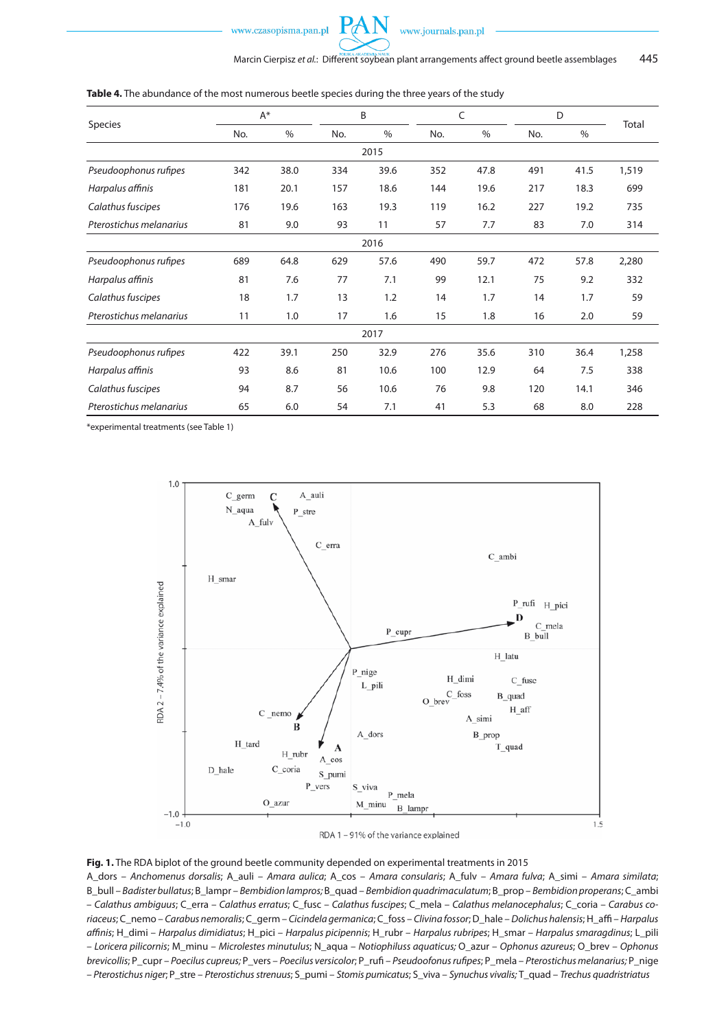**Table 4.** The abundance of the most numerous beetle species during the three years of the study

| Species | A* | | B | | C | | D | | Total |
|---|---|---|---|---|---|---|---|---|---|
| | No. | % | No. | % | No. | % | No. | % | |
| **2015** | | | | | | | | | |
| *Pseudoophonus rufipes* | 342 | 38.0 | 334 | 39.6 | 352 | 47.8 | 491 | 41.5 | 1,519 |
| *Harpalus affinis* | 181 | 20.1 | 157 | 18.6 | 144 | 19.6 | 217 | 18.3 | 699 |
| *Calathus fuscipes* | 176 | 19.6 | 163 | 19.3 | 119 | 16.2 | 227 | 19.2 | 735 |
| *Pterostichus melanarius* | 81 | 9.0 | 93 | 11 | 57 | 7.7 | 83 | 7.0 | 314 |
| **2016** | | | | | | | | | |
| *Pseudoophonus rufipes* | 689 | 64.8 | 629 | 57.6 | 490 | 59.7 | 472 | 57.8 | 2,280 |
| *Harpalus affinis* | 81 | 7.6 | 77 | 7.1 | 99 | 12.1 | 75 | 9.2 | 332 |
| *Calathus fuscipes* | 18 | 1.7 | 13 | 1.2 | 14 | 1.7 | 14 | 1.7 | 59 |
| *Pterostichus melanarius* | 11 | 1.0 | 17 | 1.6 | 15 | 1.8 | 16 | 2.0 | 59 |
| **2017** | | | | | | | | | |
| *Pseudoophonus rufipes* | 422 | 39.1 | 250 | 32.9 | 276 | 35.6 | 310 | 36.4 | 1,258 |
| *Harpalus affinis* | 93 | 8.6 | 81 | 10.6 | 100 | 12.9 | 64 | 7.5 | 338 |
| *Calathus fuscipes* | 94 | 8.7 | 56 | 10.6 | 76 | 9.8 | 120 | 14.1 | 346 |
| *Pterostichus melanarius* | 65 | 6.0 | 54 | 7.1 | 41 | 5.3 | 68 | 8.0 | 228 |

*experimental treatments (see Table 1)

**Fig. 1.** The RDA biplot of the ground beetle community depended on experimental treatments in 2015

A_dors – *Anchomenus dorsalis*; A_auli – *Amara aulica*; A_cos – *Amara consularis*; A_fulv – *Amara fulva*; A_simi – *Amara similata*; B_bull – *Badister bullatus*; B_lampr – *Bembidion lampros*; B_quad – *Bembidion quadrimaculatum*; B_prop – *Bembidion properans*; C_ambi – *Calathus ambiguus*; C_erra – *Calathus erratus*; C_fusc – *Calathus fuscipes*; C_mela – *Calathus melanocephalus*; C_coria – *Carabus coriaceus*; C_nemo – *Carabus nemoralis*; C_germ – *Cicindela germanica*; C_foss – *Clivina fossor*; D_hale – *Dolichus halensis*; H_affi – *Harpalus affinis*; H_dimi – *Harpalus dimidiatus*; H_pici – *Harpalus picipennis*; H_rubr – *Harpalus rubripes*; H_smar – *Harpalus smaragdinus*; L_pili – *Loricera pilicornis*; M_minu – *Microlestes minutulus*; N_aqua – *Notiophilus aquaticus*; O_azur – *Ophonus azureus*; O_brev – *Ophonus brevicollis*; P_cupr – *Poecilus cupreus*; P_vers – *Poecilus versicolor*; P_rufi – *Pseudoofonus rufipes*; P_mela – *Pterostichus melanarius*; P_nige – *Pterostichus niger*; P_stre – *Pterostichus strenuus*; S_pumi – *Stomis pumicatus*; S_viva – *Synuchus vivalis*; T_quad – *Trechus quadristriatus*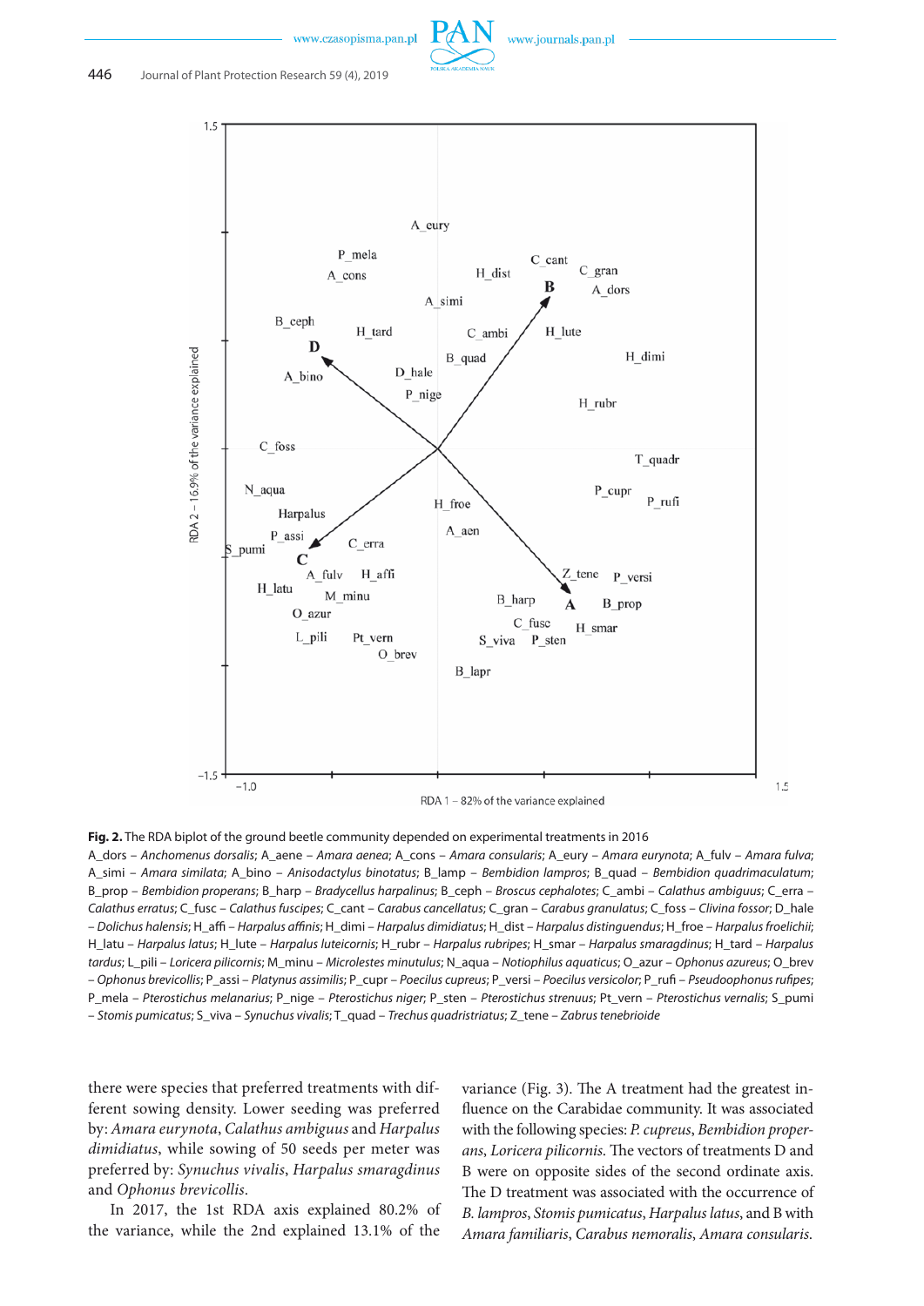**Fig. 2.** The RDA biplot of the ground beetle community depended on experimental treatments in 2016

A_dors – *Anchomenus dorsalis*; A_aene – *Amara aenea*; A_cons – *Amara consularis*; A_eury – *Amara eurynota*; A_fulv – *Amara fulva*; A_simi – *Amara similata*; A_bino – *Anisodactylus binotatus*; B_lamp – *Bembidion lampros*; B_quad – *Bembidion quadrimaculatum*; B_prop – *Bembidion properans*; B_harp – *Bradycellus harpalinus*; B_ceph – *Broscus cephalotes*; C_ambi – *Calathus ambiguus*; C_erra – *Calathus erratus*; C_fusc – *Calathus fuscipes*; C_cant – *Carabus cancellatus*; C_gran – *Carabus granulatus*; C_foss – *Clivina fossor*; D_hale – *Dolichus halensis*; H_affi – *Harpalus affinis*; H_dimi – *Harpalus dimidiatus*; H_dist – *Harpalus distinguendus*; H_froe – *Harpalus froelichii*; H_latu – *Harpalus latus*; H_lute – *Harpalus luteicornis*; H_rubr – *Harpalus rubripes*; H_smar – *Harpalus smaragdinus*; H_tard – *Harpalus tardus*; L_pili – *Loricera pilicornis*; M_minu – *Microlestes minutulus*; N_aqua – *Notiophilus aquaticus*; O_azur – *Ophonus azureus*; O_brev – *Ophonus brevicollis*; P_assi – *Platynus assimilis*; P_cupr – *Poecilus cupreus*; P_versi – *Poecilus versicolor*; P_rufi – *Pseudoophonus rufipes*; P_mela – *Pterostichus melanarius*; P_nige – *Pterostichus niger*; P_sten – *Pterostichus strenuus*; Pt_vern – *Pterostichus vernalis*; S_pumi – *Stomis pumicatus*; S_viva – *Synuchus vivalis*; T_quad – *Trechus quadristriatus*; Z_tene – *Zabrus tenebrioide*

there were species that preferred treatments with different sowing density. Lower seeding was preferred by: *Amara eurynota*, *Calathus ambiguus* and *Harpalus dimidiatus*, while sowing of 50 seeds per meter was preferred by: *Synuchus vivalis*, *Harpalus smaragdinus* and *Ophonus brevicollis*.

In 2017, the 1st RDA axis explained 80.2% of the variance, while the 2nd explained 13.1% of the variance (Fig. 3). The A treatment had the greatest influence on the Carabidae community. It was associated with the following species: *P. cupreus*, *Bembidion properans*, *Loricera pilicornis*. The vectors of treatments D and B were on opposite sides of the second ordinate axis. The D treatment was associated with the occurrence of *B. lampros*, *Stomis pumicatus*, *Harpalus latus*, and B with *Amara familiaris*, *Carabus nemoralis*, *Amara consularis*.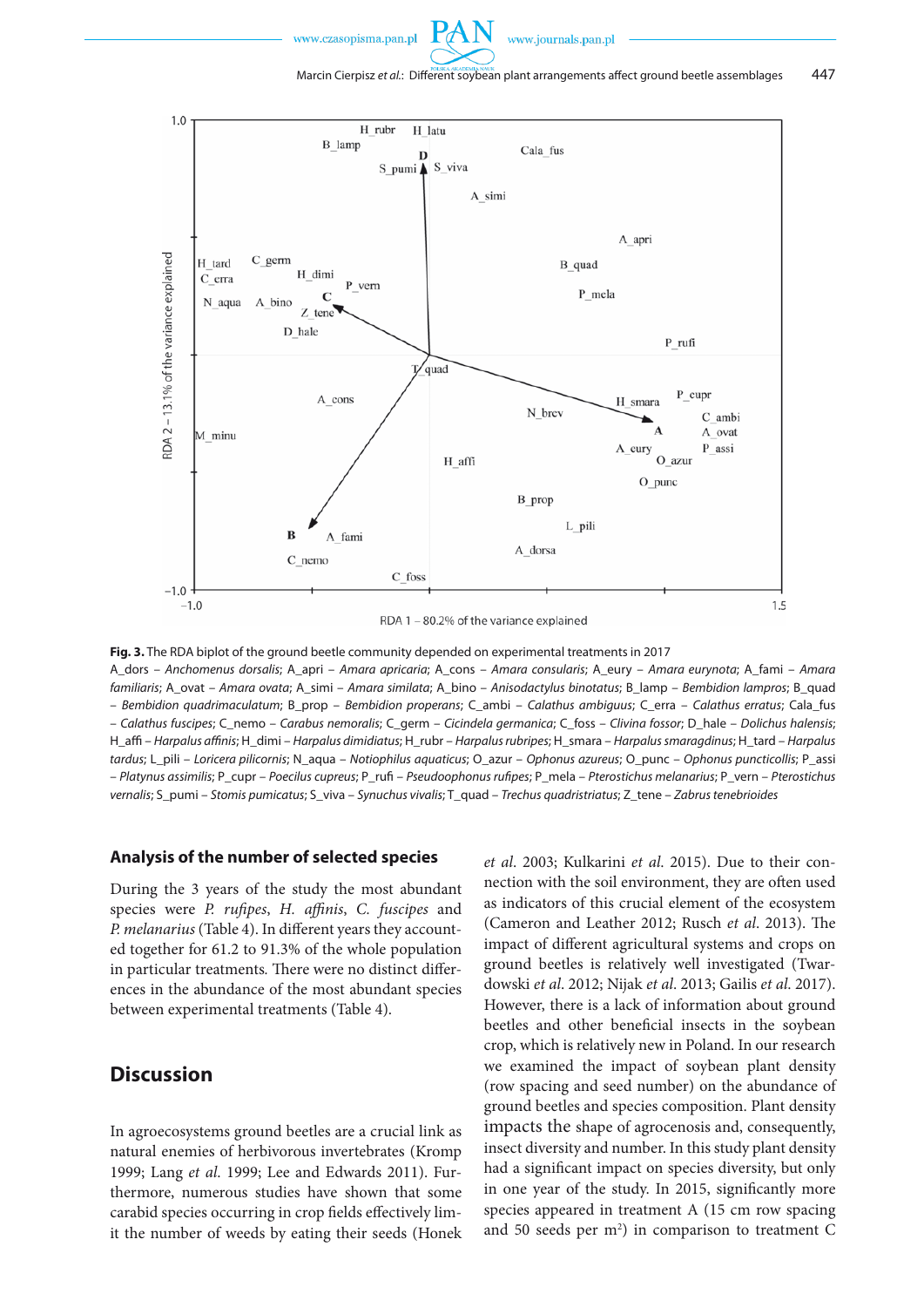**Fig. 3.** The RDA biplot of the ground beetle community depended on experimental treatments in 2017

A_dors – *Anchomenus dorsalis*; A_apri – *Amara apricaria*; A_cons – *Amara consularis*; A_eury – *Amara eurynota*; A_fami – *Amara familiaris*; A_ovat – *Amara ovata*; A_simi – *Amara similata*; A_bino – *Anisodactylus binotatus*; B_lamp – *Bembidion lampros*; B_quad – *Bembidion quadrimaculatum*; B_prop – *Bembidion properans*; C_ambi – *Calathus ambiguus*; C_erra – *Calathus erratus*; Cala_fus – *Calathus fuscipes*; C_nemo – *Carabus nemoralis*; C_germ – *Cicindela germanica*; C_foss – *Clivina fossor*; D_hale – *Dolichus halensis*; H_affi – *Harpalus affinis*; H_dimi – *Harpalus dimidiatus*; H_rubr – *Harpalus rubripes*; H_smara – *Harpalus smaragdinus*; H_tard – *Harpalus tardus*; L_pili – *Loricera pilicornis*; N_aqua – *Notiophilus aquaticus*; O_azur – *Ophonus azureus*; O_punc – *Ophonus puncticollis*; P_assi – *Platynus assimilis*; P_cupr – *Poecilus cupreus*; P_rufi – *Pseudoophonus rufipes*; P_mela – *Pterostichus melanarius*; P_vern – *Pterostichus vernalis*; S_pumi – *Stomis pumicatus*; S_viva – *Synuchus vivalis*; T_quad – *Trechus quadristriatus*; Z_tene – *Zabrus tenebrioides*

### Analysis of the number of selected species

During the 3 years of the study the most abundant species were *P. rufipes*, *H. affinis*, *C. fuscipes* and *P. melanarius* (Table 4). In different years they accounted together for 61.2 to 91.3% of the whole population in particular treatments. There were no distinct differences in the abundance of the most abundant species between experimental treatments (Table 4).

## Discussion

In agroecosystems ground beetles are a crucial link as natural enemies of herbivorous invertebrates (Kromp 1999; Lang *et al.* 1999; Lee and Edwards 2011). Furthermore, numerous studies have shown that some carabid species occurring in crop fields effectively limit the number of weeds by eating their seeds (Honek *et al.* 2003; Kulkarini *et al.* 2015). Due to their connection with the soil environment, they are often used as indicators of this crucial element of the ecosystem (Cameron and Leather 2012; Rusch *et al.* 2013). The impact of different agricultural systems and crops on ground beetles is relatively well investigated (Twardowski *et al.* 2012; Nijak *et al.* 2013; Gailis *et al.* 2017). However, there is a lack of information about ground beetles and other beneficial insects in the soybean crop, which is relatively new in Poland. In our research we examined the impact of soybean plant density (row spacing and seed number) on the abundance of ground beetles and species composition. Plant density impacts the shape of agrocenosis and, consequently, insect diversity and number. In this study plant density had a significant impact on species diversity, but only in one year of the study. In 2015, significantly more species appeared in treatment A (15 cm row spacing and 50 seeds per m²) in comparison to treatment C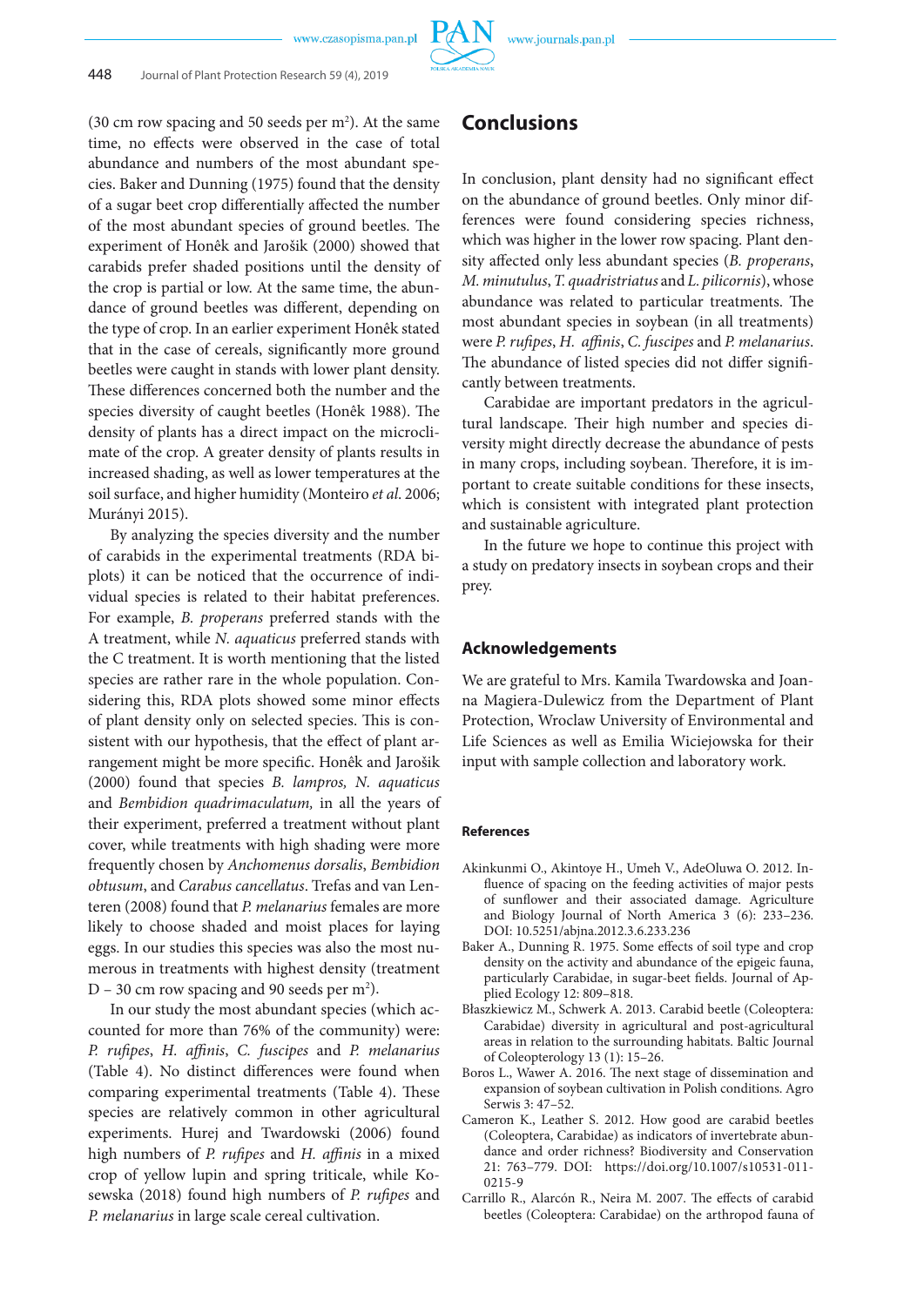(30 cm row spacing and 50 seeds per m$^2$). At the same time, no effects were observed in the case of total abundance and numbers of the most abundant species. Baker and Dunning (1975) found that the density of a sugar beet crop differentially affected the number of the most abundant species of ground beetles. The experiment of Honêk and Jarošik (2000) showed that carabids prefer shaded positions until the density of the crop is partial or low. At the same time, the abundance of ground beetles was different, depending on the type of crop. In an earlier experiment Honêk stated that in the case of cereals, significantly more ground beetles were caught in stands with lower plant density. These differences concerned both the number and the species diversity of caught beetles (Honêk 1988). The density of plants has a direct impact on the microclimate of the crop. A greater density of plants results in increased shading, as well as lower temperatures at the soil surface, and higher humidity (Monteiro *et al*. 2006; Murányi 2015).

By analyzing the species diversity and the number of carabids in the experimental treatments (RDA biplots) it can be noticed that the occurrence of individual species is related to their habitat preferences. For example, *B. properans* preferred stands with the A treatment, while *N. aquaticus* preferred stands with the C treatment. It is worth mentioning that the listed species are rather rare in the whole population. Considering this, RDA plots showed some minor effects of plant density only on selected species. This is consistent with our hypothesis, that the effect of plant arrangement might be more specific. Honêk and Jarošik (2000) found that species *B. lampros, N. aquaticus* and *Bembidion quadrimaculatum,* in all the years of their experiment, preferred a treatment without plant cover, while treatments with high shading were more frequently chosen by *Anchomenus dorsalis*, *Bembidion obtusum*, and *Carabus cancellatus*. Trefas and van Lenteren (2008) found that *P. melanarius* females are more likely to choose shaded and moist places for laying eggs. In our studies this species was also the most numerous in treatments with highest density (treatment D – 30 cm row spacing and 90 seeds per m$^2$).

In our study the most abundant species (which accounted for more than 76% of the community) were: *P. rufipes*, *H. affinis*, *C. fuscipes* and *P. melanarius* (Table 4). No distinct differences were found when comparing experimental treatments (Table 4). These species are relatively common in other agricultural experiments. Hurej and Twardowski (2006) found high numbers of *P. rufipes* and *H. affinis* in a mixed crop of yellow lupin and spring triticale, while Kosewska (2018) found high numbers of *P. rufipes* and *P. melanarius* in large scale cereal cultivation.

## Conclusions

In conclusion, plant density had no significant effect on the abundance of ground beetles. Only minor differences were found considering species richness, which was higher in the lower row spacing. Plant density affected only less abundant species (*B. properans*, *M. minutulus*, *T. quadristriatus* and *L. pilicornis*), whose abundance was related to particular treatments. The most abundant species in soybean (in all treatments) were *P. rufipes*, *H. affinis*, *C. fuscipes* and *P. melanarius*. The abundance of listed species did not differ significantly between treatments.

Carabidae are important predators in the agricultural landscape. Their high number and species diversity might directly decrease the abundance of pests in many crops, including soybean. Therefore, it is important to create suitable conditions for these insects, which is consistent with integrated plant protection and sustainable agriculture.

In the future we hope to continue this project with a study on predatory insects in soybean crops and their prey.

## Acknowledgements

We are grateful to Mrs. Kamila Twardowska and Joanna Magiera-Dulewicz from the Department of Plant Protection, Wroclaw University of Environmental and Life Sciences as well as Emilia Wiciejowska for their input with sample collection and laboratory work.

### References

Akinkunmi O., Akintoye H., Umeh V., AdeOluwa O. 2012. Influence of spacing on the feeding activities of major pests of sunflower and their associated damage. Agriculture and Biology Journal of North America 3 (6): 233–236. DOI: 10.5251/abjna.2012.3.6.233.236

Baker A., Dunning R. 1975. Some effects of soil type and crop density on the activity and abundance of the epigeic fauna, particularly Carabidae, in sugar-beet fields. Journal of Applied Ecology 12: 809–818.

Błaszkiewicz M., Schwerk A. 2013. Carabid beetle (Coleoptera: Carabidae) diversity in agricultural and post-agricultural areas in relation to the surrounding habitats. Baltic Journal of Coleopterology 13 (1): 15–26.

Boros L., Wawer A. 2016. The next stage of dissemination and expansion of soybean cultivation in Polish conditions. Agro Serwis 3: 47–52.

Cameron K., Leather S. 2012. How good are carabid beetles (Coleoptera, Carabidae) as indicators of invertebrate abundance and order richness? Biodiversity and Conservation 21: 763–779. DOI: https://doi.org/10.1007/s10531-011-0215-9

Carrillo R., Alarcón R., Neira M. 2007. The effects of carabid beetles (Coleoptera: Carabidae) on the arthropod fauna of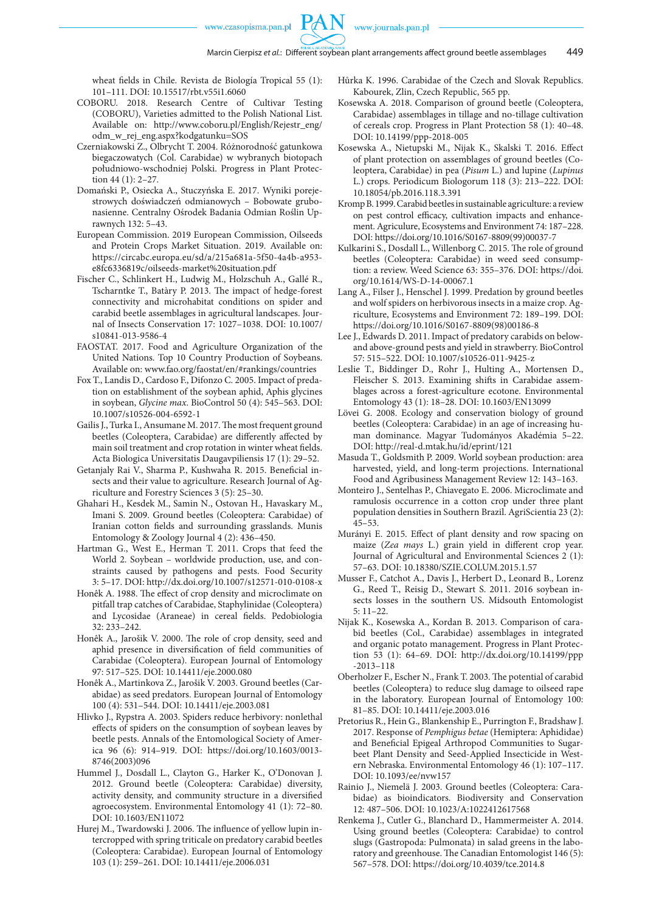wheat fields in Chile. Revista de Biología Tropical 55 (1): 101–111. DOI: 10.15517/rbt.v55i1.6060

COBORU. 2018. Research Centre of Cultivar Testing (COBORU), Varieties admitted to the Polish National List. Available on: http://www.coboru.pl/English/Rejestr_eng/odm_w_rej_eng.aspx?kodgatunku=SOS

Czerniakowski Z., Olbrycht T. 2004. Różnorodność gatunkowa biegaczowatych (Col. Carabidae) w wybranych biotopach południowo-wschodniej Polski. Progress in Plant Protection 44 (1): 2–27.

Domański P., Osiecka A., Stuczyńska E. 2017. Wyniki porejestrowych doświadczeń odmianowych – Bobowate grubonasienne. Centralny Ośrodek Badania Odmian Roślin Uprawnych 132: 5–43.

European Commission. 2019 European Commission, Oilseeds and Protein Crops Market Situation. 2019. Available on: https://circabc.europa.eu/sd/a/215a681a-5f50-4a4b-a953-e8fc6336819c/oilseeds-market%20situation.pdf

Fischer C., Schlinkert H., Ludwig M., Holzschuh A., Gallé R., Tscharntke T., Batàry P. 2013. The impact of hedge-forest connectivity and microhabitat conditions on spider and carabid beetle assemblages in agricultural landscapes. Journal of Insects Conservation 17: 1027–1038. DOI: 10.1007/s10841-013-9586-4

FAOSTAT. 2017. Food and Agriculture Organization of the United Nations. Top 10 Country Production of Soybeans. Available on: www.fao.org/faostat/en/#rankings/countries

Fox T., Landis D., Cardoso F., Difonzo C. 2005. Impact of predation on establishment of the soybean aphid, Aphis glycines in soybean, *Glycine max*. BioControl 50 (4): 545–563. DOI: 10.1007/s10526-004-6592-1

Gailis J., Turka I., Ansumane M. 2017. The most frequent ground beetles (Coleoptera, Carabidae) are differently affected by main soil treatment and crop rotation in winter wheat fields. Acta Biologica Universitatis Daugavpiliensis 17 (1): 29–52.

Getanjaly Rai V., Sharma P., Kushwaha R. 2015. Beneficial insects and their value to agriculture. Research Journal of Agriculture and Forestry Sciences 3 (5): 25–30.

Ghahari H., Kesdek M., Samin N., Ostovan H., Havaskary M., Imani S. 2009. Ground beetles (Coleoptera: Carabidae) of Iranian cotton fields and surrounding grasslands. Munis Entomology & Zoology Journal 4 (2): 436–450.

Hartman G., West E., Herman T. 2011. Crops that feed the World 2. Soybean – worldwide production, use, and constraints caused by pathogens and pests. Food Security 3: 5–17. DOI: http://dx.doi.org/10.1007/s12571-010-0108-x

Honěk A. 1988. The effect of crop density and microclimate on pitfall trap catches of Carabidae, Staphylinidae (Coleoptera) and Lycosidae (Araneae) in cereal fields. Pedobiologia 32: 233–242.

Honěk A., Jarošík V. 2000. The role of crop density, seed and aphid presence in diversification of field communities of Carabidae (Coleoptera). European Journal of Entomology 97: 517–525. DOI: 10.14411/eje.2000.080

Honěk A., Martinkova Z., Jarošík V. 2003. Ground beetles (Carabidae) as seed predators. European Journal of Entomology 100 (4): 531–544. DOI: 10.14411/eje.2003.081

Hlivko J., Rypstra A. 2003. Spiders reduce herbivory: nonlethal effects of spiders on the consumption of soybean leaves by beetle pests. Annals of the Entomological Society of America 96 (6): 914–919. DOI: https://doi.org/10.1603/0013-8746(2003)096

Hummel J., Dosdall L., Clayton G., Harker K., O'Donovan J. 2012. Ground beetle (Coleoptera: Carabidae) diversity, activity density, and community structure in a diversified agroecosystem. Environmental Entomology 41 (1): 72–80. DOI: 10.1603/EN11072

Hurej M., Twardowski J. 2006. The influence of yellow lupin intercropped with spring triticale on predatory carabid beetles (Coleoptera: Carabidae). European Journal of Entomology 103 (1): 259–261. DOI: 10.14411/eje.2006.031

Hůrka K. 1996. Carabidae of the Czech and Slovak Republics. Kabourek, Zlin, Czech Republic, 565 pp.

Kosewska A. 2018. Comparison of ground beetle (Coleoptera, Carabidae) assemblages in tillage and no-tillage cultivation of cereals crop. Progress in Plant Protection 58 (1): 40–48. DOI: 10.14199/ppp-2018-005

Kosewska A., Nietupski M., Nijak K., Skalski T. 2016. Effect of plant protection on assemblages of ground beetles (Coleoptera, Carabidae) in pea (*Pisum* L.) and lupine (*Lupinus* L.) crops. Periodicum Biologorum 118 (3): 213–222. DOI: 10.18054/pb.2016.118.3.391

Kromp B. 1999. Carabid beetles in sustainable agriculture: a review on pest control efficacy, cultivation impacts and enhancement. Agriculture, Ecosystems and Environment 74: 187–228. DOI: https://doi.org/10.1016/S0167-8809(99)00037-7

Kulkarini S., Dosdall L., Willenborg C. 2015. The role of ground beetles (Coleoptera: Carabidae) in weed seed consumption: a review. Weed Science 63: 355–376. DOI: https://doi.org/10.1614/WS-D-14-00067.1

Lang A., Filser J., Henschel J. 1999. Predation by ground beetles and wolf spiders on herbivorous insects in a maize crop. Agriculture, Ecosystems and Environment 72: 189–199. DOI: https://doi.org/10.1016/S0167-8809(98)00186-8

Lee J., Edwards D. 2011. Impact of predatory carabids on below- and above-ground pests and yield in strawberry. BioControl 57: 515–522. DOI: 10.1007/s10526-011-9425-z

Leslie T., Biddinger D., Rohr J., Hulting A., Mortensen D., Fleischer S. 2013. Examining shifts in Carabidae assemblages across a forest-agriculture ecotone. Environmental Entomology 43 (1): 18–28. DOI: 10.1603/EN13099

Lövei G. 2008. Ecology and conservation biology of ground beetles (Coleoptera: Carabidae) in an age of increasing human dominance. Magyar Tudományos Akadémia 5–22. DOI: http://real-d.mtak.hu/id/eprint/121

Masuda T., Goldsmith P. 2009. World soybean production: area harvested, yield, and long-term projections. International Food and Agribusiness Management Review 12: 143–163.

Monteiro J., Sentelhas P., Chiavegato E. 2006. Microclimate and ramulosis occurrence in a cotton crop under three plant population densities in Southern Brazil. AgriScientia 23 (2): 45–53.

Murányi E. 2015. Effect of plant density and row spacing on maize (*Zea mays* L.) grain yield in different crop year. Journal of Agricultural and Environmental Sciences 2 (1): 57–63. DOI: 10.18380/SZIE.COLUM.2015.1.57

Musser F., Catchot A., Davis J., Herbert D., Leonard B., Lorenz G., Reed T., Reisig D., Stewart S. 2011. 2016 soybean insects losses in the southern US. Midsouth Entomologist 5: 11–22.

Nijak K., Kosewska A., Kordan B. 2013. Comparison of carabid beetles (Col., Carabidae) assemblages in integrated and organic potato management. Progress in Plant Protection 53 (1): 64–69. DOI: http://dx.doi.org/10.14199/ppp-2013-118

Oberholzer F., Escher N., Frank T. 2003. The potential of carabid beetles (Coleoptera) to reduce slug damage to oilseed rape in the laboratory. European Journal of Entomology 100: 81–85. DOI: 10.14411/eje.2003.016

Pretorius R., Hein G., Blankenship E., Purrington F., Bradshaw J. 2017. Response of *Pemphigus betae* (Hemiptera: Aphididae) and Beneficial Epigeal Arthropod Communities to Sugarbeet Plant Density and Seed-Applied Insecticide in Western Nebraska. Environmental Entomology 46 (1): 107–117. DOI: 10.1093/ee/nvw157

Rainio J., Niemelä J. 2003. Ground beetles (Coleoptera: Carabidae) as bioindicators. Biodiversity and Conservation 12: 487–506. DOI: 10.1023/A:1022412617568

Renkema J., Cutler G., Blanchard D., Hammermeister A. 2014. Using ground beetles (Coleoptera: Carabidae) to control slugs (Gastropoda: Pulmonata) in salad greens in the laboratory and greenhouse. The Canadian Entomologist 146 (5): 567–578. DOI: https://doi.org/10.4039/tce.2014.8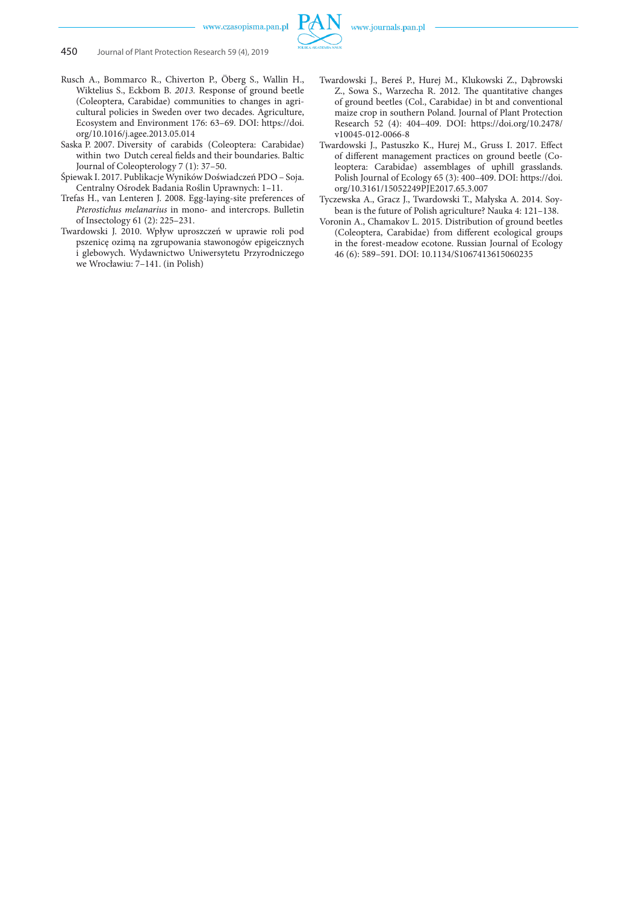Rusch A., Bommarco R., Chiverton P., Öberg S., Wallin H., Wiktelius S., Eckbom B. *2013.* Response of ground beetle (Coleoptera, Carabidae) communities to changes in agricultural policies in Sweden over two decades. Agriculture, Ecosystem and Environment 176: 63–69. DOI: https://doi.org/10.1016/j.agee.2013.05.014

Saska P. 2007. Diversity of carabids (Coleoptera: Carabidae) within two Dutch cereal fields and their boundaries. Baltic Journal of Coleopterology 7 (1): 37–50.

Śpiewak I. 2017. Publikacje Wyników Doświadczeń PDO – Soja. Centralny Ośrodek Badania Roślin Uprawnych: 1–11.

Trefas H., van Lenteren J. 2008. Egg-laying-site preferences of *Pterostichus melanarius* in mono- and intercrops. Bulletin of Insectology 61 (2): 225–231.

Twardowski J. 2010. Wpływ uproszczeń w uprawie roli pod pszenicę ozimą na zgrupowania stawonogów epigeicznych i glebowych. Wydawnictwo Uniwersytetu Przyrodniczego we Wrocławiu: 7–141. (in Polish)

Twardowski J., Bereś P., Hurej M., Klukowski Z., Dąbrowski Z., Sowa S., Warzecha R. 2012. The quantitative changes of ground beetles (Col., Carabidae) in bt and conventional maize crop in southern Poland. Journal of Plant Protection Research 52 (4): 404–409. DOI: https://doi.org/10.2478/v10045-012-0066-8

Twardowski J., Pastuszko K., Hurej M., Gruss I. 2017. Effect of different management practices on ground beetle (Coleoptera: Carabidae) assemblages of uphill grasslands. Polish Journal of Ecology 65 (3): 400–409. DOI: https://doi.org/10.3161/15052249PJE2017.65.3.007

Tyczewska A., Gracz J., Twardowski T., Małyska A. 2014. Soybean is the future of Polish agriculture? Nauka 4: 121–138.

Voronin A., Chamakov L. 2015. Distribution of ground beetles (Coleoptera, Carabidae) from different ecological groups in the forest-meadow ecotone. Russian Journal of Ecology 46 (6): 589–591. DOI: 10.1134/S1067413615060235